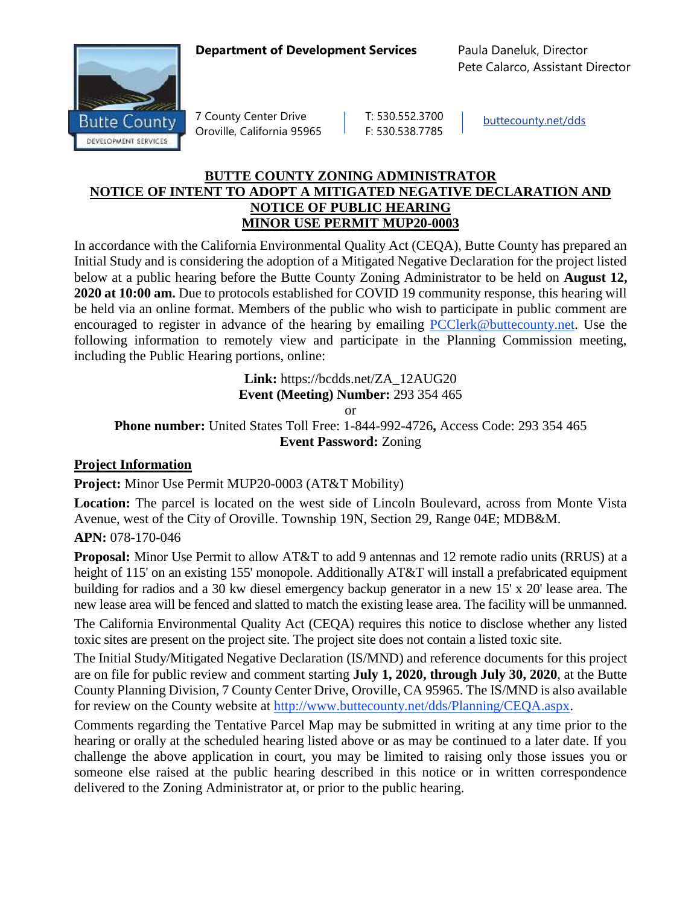**Department of Development Services**

Paula Daneluk, Director
Pete Calarco, Assistant Director

7 County Center Drive
Oroville, California 95965

T: 530.552.3700
F: 530.538.7785

buttecounty.net/dds

# BUTTE COUNTY ZONING ADMINISTRATOR
# NOTICE OF INTENT TO ADOPT A MITIGATED NEGATIVE DECLARATION AND NOTICE OF PUBLIC HEARING
# MINOR USE PERMIT MUP20-0003

In accordance with the California Environmental Quality Act (CEQA), Butte County has prepared an Initial Study and is considering the adoption of a Mitigated Negative Declaration for the project listed below at a public hearing before the Butte County Zoning Administrator to be held on **August 12, 2020 at 10:00 am.** Due to protocols established for COVID 19 community response, this hearing will be held via an online format. Members of the public who wish to participate in public comment are encouraged to register in advance of the hearing by emailing PCClerk@buttecounty.net. Use the following information to remotely view and participate in the Planning Commission meeting, including the Public Hearing portions, online:

**Link:** https://bcdds.net/ZA_12AUG20
**Event (Meeting) Number:** 293 354 465
or
**Phone number:** United States Toll Free: 1-844-992-4726**,** Access Code: 293 354 465
**Event Password:** Zoning

## Project Information

**Project:** Minor Use Permit MUP20-0003 (AT&T Mobility)

**Location:** The parcel is located on the west side of Lincoln Boulevard, across from Monte Vista Avenue, west of the City of Oroville. Township 19N, Section 29, Range 04E; MDB&M.

**APN:** 078-170-046

**Proposal:** Minor Use Permit to allow AT&T to add 9 antennas and 12 remote radio units (RRUS) at a height of 115' on an existing 155' monopole. Additionally AT&T will install a prefabricated equipment building for radios and a 30 kw diesel emergency backup generator in a new 15' x 20' lease area. The new lease area will be fenced and slatted to match the existing lease area. The facility will be unmanned.

The California Environmental Quality Act (CEQA) requires this notice to disclose whether any listed toxic sites are present on the project site. The project site does not contain a listed toxic site.

The Initial Study/Mitigated Negative Declaration (IS/MND) and reference documents for this project are on file for public review and comment starting **July 1, 2020, through July 30, 2020**, at the Butte County Planning Division, 7 County Center Drive, Oroville, CA 95965. The IS/MND is also available for review on the County website at http://www.buttecounty.net/dds/Planning/CEQA.aspx.

Comments regarding the Tentative Parcel Map may be submitted in writing at any time prior to the hearing or orally at the scheduled hearing listed above or as may be continued to a later date. If you challenge the above application in court, you may be limited to raising only those issues you or someone else raised at the public hearing described in this notice or in written correspondence delivered to the Zoning Administrator at, or prior to the public hearing.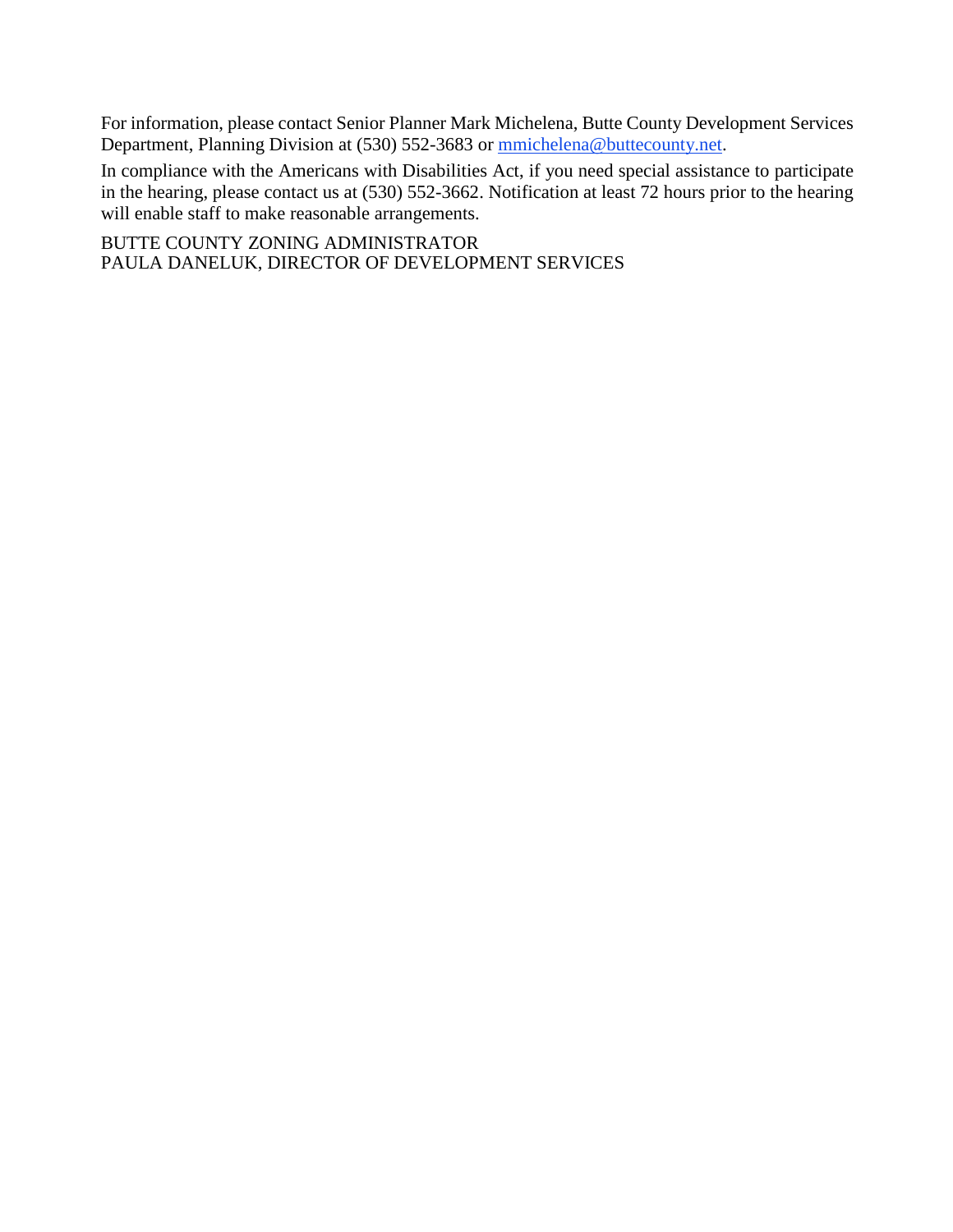For information, please contact Senior Planner Mark Michelena, Butte County Development Services Department, Planning Division at (530) 552-3683 or mmichelena@buttecounty.net.

In compliance with the Americans with Disabilities Act, if you need special assistance to participate in the hearing, please contact us at (530) 552-3662. Notification at least 72 hours prior to the hearing will enable staff to make reasonable arrangements.

BUTTE COUNTY ZONING ADMINISTRATOR
PAULA DANELUK, DIRECTOR OF DEVELOPMENT SERVICES